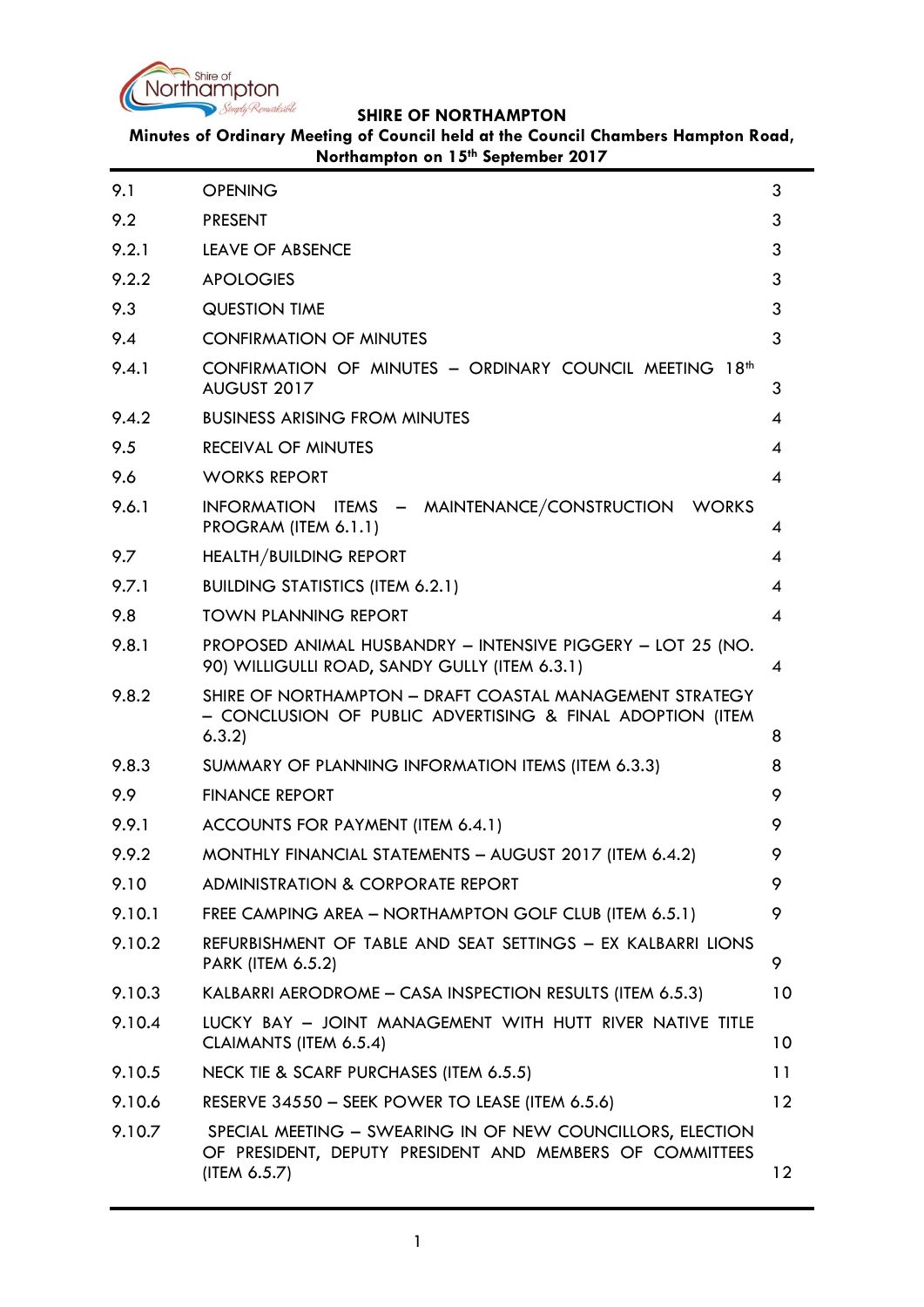**SHIRE OF NORTHAMPTON**

**Minutes of Ordinary Meeting of Council held at the Council Chambers Hampton Road, Northampton on 15th September 2017**

| | | |
|---|---|---|
| 9.1 | OPENING | 3 |
| 9.2 | PRESENT | 3 |
| 9.2.1 | LEAVE OF ABSENCE | 3 |
| 9.2.2 | APOLOGIES | 3 |
| 9.3 | QUESTION TIME | 3 |
| 9.4 | CONFIRMATION OF MINUTES | 3 |
| 9.4.1 | CONFIRMATION OF MINUTES – ORDINARY COUNCIL MEETING 18th AUGUST 2017 | 3 |
| 9.4.2 | BUSINESS ARISING FROM MINUTES | 4 |
| 9.5 | RECEIVAL OF MINUTES | 4 |
| 9.6 | WORKS REPORT | 4 |
| 9.6.1 | INFORMATION ITEMS – MAINTENANCE/CONSTRUCTION WORKS PROGRAM (ITEM 6.1.1) | 4 |
| 9.7 | HEALTH/BUILDING REPORT | 4 |
| 9.7.1 | BUILDING STATISTICS (ITEM 6.2.1) | 4 |
| 9.8 | TOWN PLANNING REPORT | 4 |
| 9.8.1 | PROPOSED ANIMAL HUSBANDRY – INTENSIVE PIGGERY – LOT 25 (NO. 90) WILLIGULLI ROAD, SANDY GULLY (ITEM 6.3.1) | 4 |
| 9.8.2 | SHIRE OF NORTHAMPTON – DRAFT COASTAL MANAGEMENT STRATEGY – CONCLUSION OF PUBLIC ADVERTISING & FINAL ADOPTION (ITEM 6.3.2) | 8 |
| 9.8.3 | SUMMARY OF PLANNING INFORMATION ITEMS (ITEM 6.3.3) | 8 |
| 9.9 | FINANCE REPORT | 9 |
| 9.9.1 | ACCOUNTS FOR PAYMENT (ITEM 6.4.1) | 9 |
| 9.9.2 | MONTHLY FINANCIAL STATEMENTS – AUGUST 2017 (ITEM 6.4.2) | 9 |
| 9.10 | ADMINISTRATION & CORPORATE REPORT | 9 |
| 9.10.1 | FREE CAMPING AREA – NORTHAMPTON GOLF CLUB (ITEM 6.5.1) | 9 |
| 9.10.2 | REFURBISHMENT OF TABLE AND SEAT SETTINGS – EX KALBARRI LIONS PARK (ITEM 6.5.2) | 9 |
| 9.10.3 | KALBARRI AERODROME – CASA INSPECTION RESULTS (ITEM 6.5.3) | 10 |
| 9.10.4 | LUCKY BAY – JOINT MANAGEMENT WITH HUTT RIVER NATIVE TITLE CLAIMANTS (ITEM 6.5.4) | 10 |
| 9.10.5 | NECK TIE & SCARF PURCHASES (ITEM 6.5.5) | 11 |
| 9.10.6 | RESERVE 34550 – SEEK POWER TO LEASE (ITEM 6.5.6) | 12 |
| 9.10.7 | SPECIAL MEETING – SWEARING IN OF NEW COUNCILLORS, ELECTION OF PRESIDENT, DEPUTY PRESIDENT AND MEMBERS OF COMMITTEES (ITEM 6.5.7) | 12 |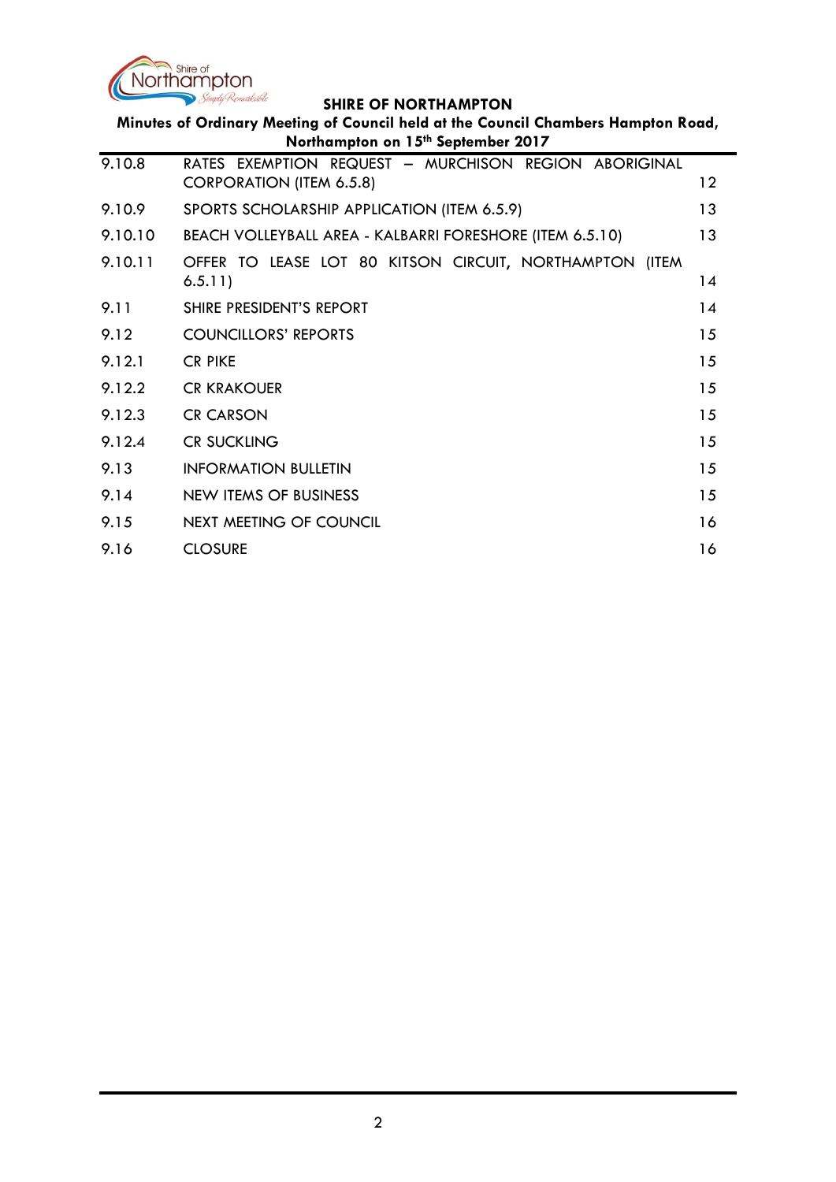| | | |
|---|---|---|
| 9.10.8 | RATES EXEMPTION REQUEST – MURCHISON REGION ABORIGINAL CORPORATION (ITEM 6.5.8) | 12 |
| 9.10.9 | SPORTS SCHOLARSHIP APPLICATION (ITEM 6.5.9) | 13 |
| 9.10.10 | BEACH VOLLEYBALL AREA - KALBARRI FORESHORE (ITEM 6.5.10) | 13 |
| 9.10.11 | OFFER TO LEASE LOT 80 KITSON CIRCUIT, NORTHAMPTON (ITEM 6.5.11) | 14 |
| 9.11 | SHIRE PRESIDENT'S REPORT | 14 |
| 9.12 | COUNCILLORS' REPORTS | 15 |
| 9.12.1 | CR PIKE | 15 |
| 9.12.2 | CR KRAKOUER | 15 |
| 9.12.3 | CR CARSON | 15 |
| 9.12.4 | CR SUCKLING | 15 |
| 9.13 | INFORMATION BULLETIN | 15 |
| 9.14 | NEW ITEMS OF BUSINESS | 15 |
| 9.15 | NEXT MEETING OF COUNCIL | 16 |
| 9.16 | CLOSURE | 16 |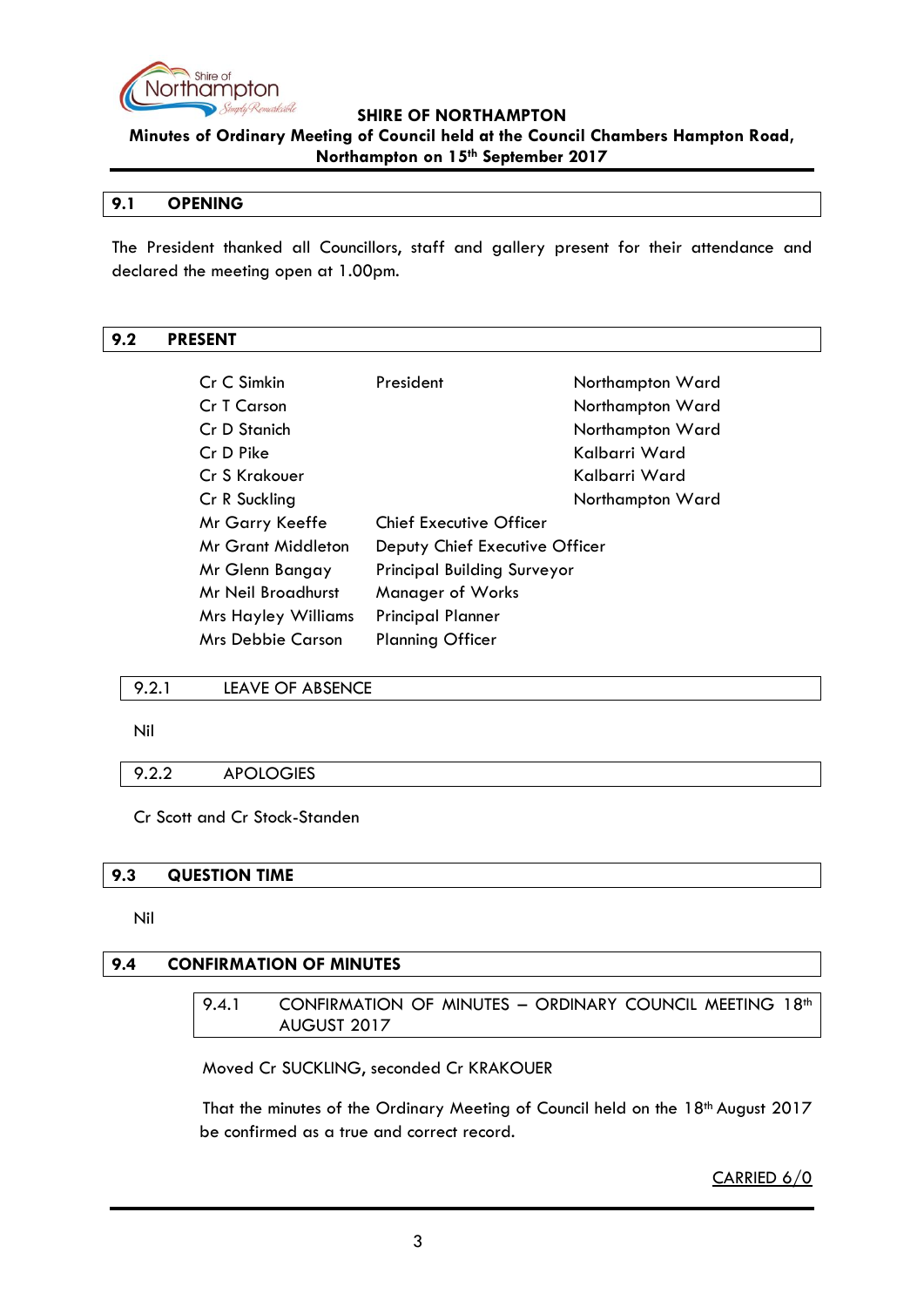## 9.1 OPENING

The President thanked all Councillors, staff and gallery present for their attendance and declared the meeting open at 1.00pm.

## 9.2 PRESENT

| | | |
|---|---|---|
| Cr C Simkin | President | Northampton Ward |
| Cr T Carson | | Northampton Ward |
| Cr D Stanich | | Northampton Ward |
| Cr D Pike | | Kalbarri Ward |
| Cr S Krakouer | | Kalbarri Ward |
| Cr R Suckling | | Northampton Ward |
| Mr Garry Keeffe | Chief Executive Officer | |
| Mr Grant Middleton | Deputy Chief Executive Officer | |
| Mr Glenn Bangay | Principal Building Surveyor | |
| Mr Neil Broadhurst | Manager of Works | |
| Mrs Hayley Williams | Principal Planner | |
| Mrs Debbie Carson | Planning Officer | |

### 9.2.1 LEAVE OF ABSENCE

Nil

### 9.2.2 APOLOGIES

Cr Scott and Cr Stock-Standen

## 9.3 QUESTION TIME

Nil

## 9.4 CONFIRMATION OF MINUTES

### 9.4.1 CONFIRMATION OF MINUTES – ORDINARY COUNCIL MEETING 18th AUGUST 2017

Moved Cr SUCKLING, seconded Cr KRAKOUER

That the minutes of the Ordinary Meeting of Council held on the 18th August 2017 be confirmed as a true and correct record.

CARRIED 6/0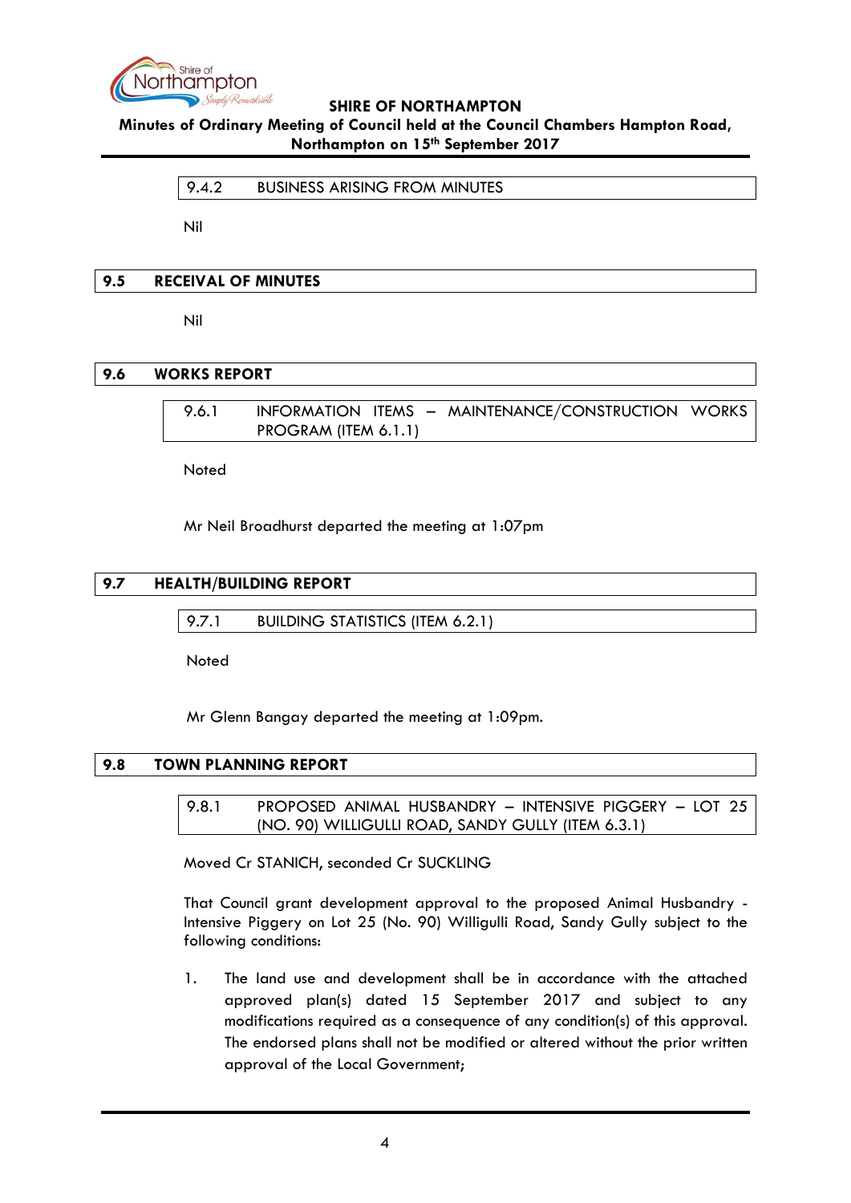### 9.4.2 BUSINESS ARISING FROM MINUTES

Nil

## 9.5 RECEIVAL OF MINUTES

Nil

## 9.6 WORKS REPORT

### 9.6.1 INFORMATION ITEMS – MAINTENANCE/CONSTRUCTION WORKS PROGRAM (ITEM 6.1.1)

Noted

Mr Neil Broadhurst departed the meeting at 1:07pm

## 9.7 HEALTH/BUILDING REPORT

### 9.7.1 BUILDING STATISTICS (ITEM 6.2.1)

Noted

Mr Glenn Bangay departed the meeting at 1:09pm.

## 9.8 TOWN PLANNING REPORT

### 9.8.1 PROPOSED ANIMAL HUSBANDRY – INTENSIVE PIGGERY – LOT 25 (NO. 90) WILLIGULLI ROAD, SANDY GULLY (ITEM 6.3.1)

Moved Cr STANICH, seconded Cr SUCKLING

That Council grant development approval to the proposed Animal Husbandry - Intensive Piggery on Lot 25 (No. 90) Willigulli Road, Sandy Gully subject to the following conditions:

1. The land use and development shall be in accordance with the attached approved plan(s) dated 15 September 2017 and subject to any modifications required as a consequence of any condition(s) of this approval. The endorsed plans shall not be modified or altered without the prior written approval of the Local Government;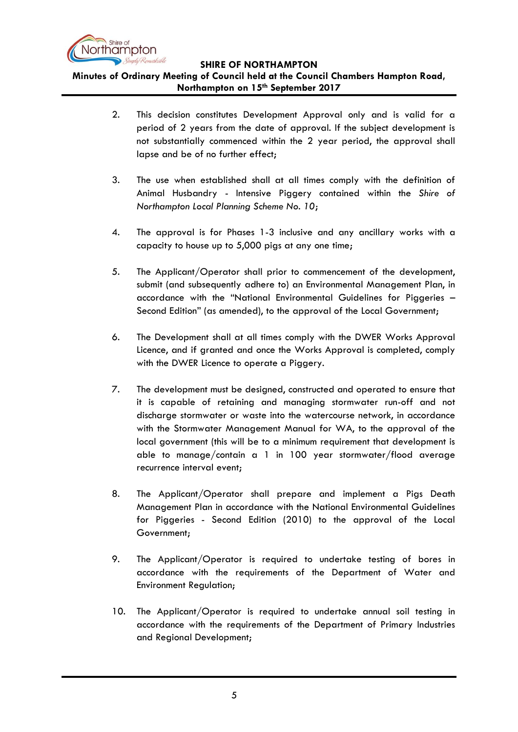2. This decision constitutes Development Approval only and is valid for a period of 2 years from the date of approval. If the subject development is not substantially commenced within the 2 year period, the approval shall lapse and be of no further effect;

3. The use when established shall at all times comply with the definition of Animal Husbandry - Intensive Piggery contained within the *Shire of Northampton Local Planning Scheme No. 10*;

4. The approval is for Phases 1-3 inclusive and any ancillary works with a capacity to house up to 5,000 pigs at any one time;

5. The Applicant/Operator shall prior to commencement of the development, submit (and subsequently adhere to) an Environmental Management Plan, in accordance with the "National Environmental Guidelines for Piggeries – Second Edition" (as amended), to the approval of the Local Government;

6. The Development shall at all times comply with the DWER Works Approval Licence, and if granted and once the Works Approval is completed, comply with the DWER Licence to operate a Piggery.

7. The development must be designed, constructed and operated to ensure that it is capable of retaining and managing stormwater run-off and not discharge stormwater or waste into the watercourse network, in accordance with the Stormwater Management Manual for WA, to the approval of the local government (this will be to a minimum requirement that development is able to manage/contain a 1 in 100 year stormwater/flood average recurrence interval event;

8. The Applicant/Operator shall prepare and implement a Pigs Death Management Plan in accordance with the National Environmental Guidelines for Piggeries - Second Edition (2010) to the approval of the Local Government;

9. The Applicant/Operator is required to undertake testing of bores in accordance with the requirements of the Department of Water and Environment Regulation;

10. The Applicant/Operator is required to undertake annual soil testing in accordance with the requirements of the Department of Primary Industries and Regional Development;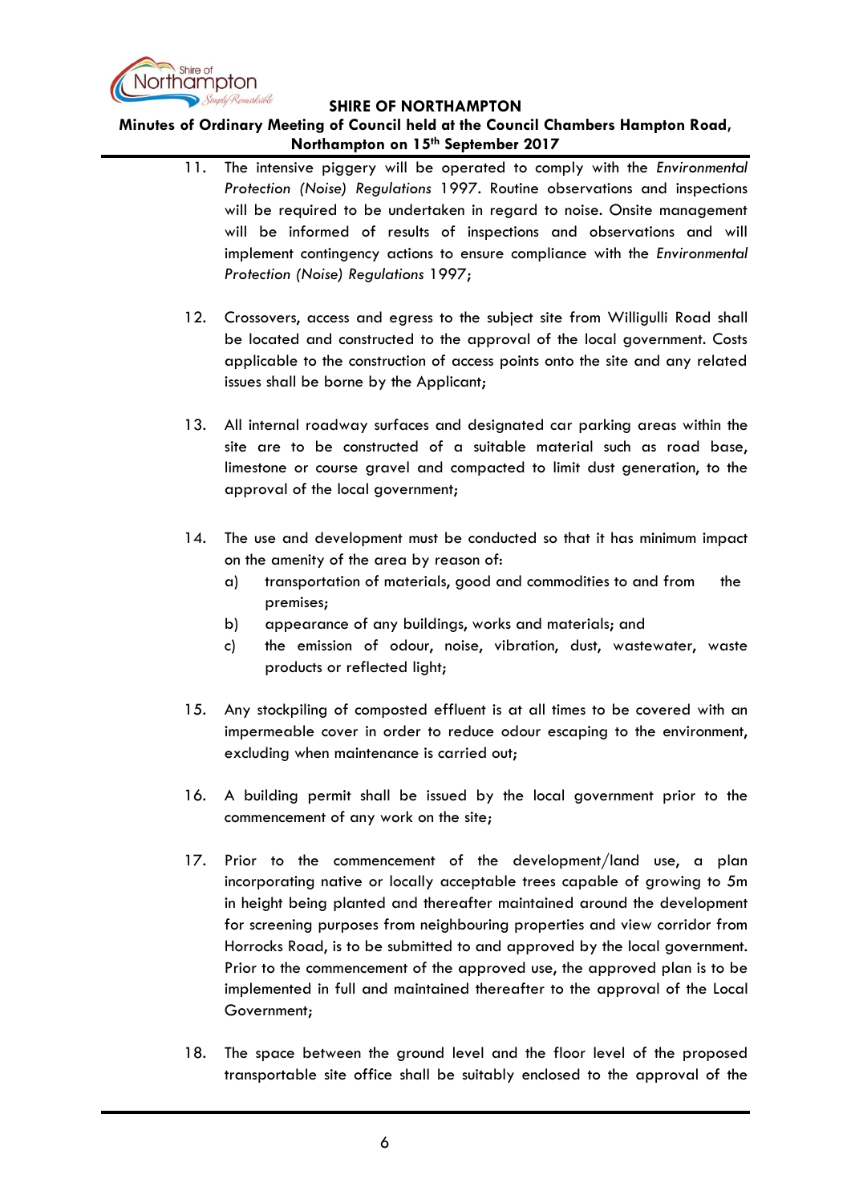11. The intensive piggery will be operated to comply with the *Environmental Protection (Noise) Regulations* 1997. Routine observations and inspections will be required to be undertaken in regard to noise. Onsite management will be informed of results of inspections and observations and will implement contingency actions to ensure compliance with the *Environmental Protection (Noise) Regulations* 1997;

12. Crossovers, access and egress to the subject site from Willigulli Road shall be located and constructed to the approval of the local government. Costs applicable to the construction of access points onto the site and any related issues shall be borne by the Applicant;

13. All internal roadway surfaces and designated car parking areas within the site are to be constructed of a suitable material such as road base, limestone or course gravel and compacted to limit dust generation, to the approval of the local government;

14. The use and development must be conducted so that it has minimum impact on the amenity of the area by reason of:
    a) transportation of materials, good and commodities to and from the premises;
    b) appearance of any buildings, works and materials; and
    c) the emission of odour, noise, vibration, dust, wastewater, waste products or reflected light;

15. Any stockpiling of composted effluent is at all times to be covered with an impermeable cover in order to reduce odour escaping to the environment, excluding when maintenance is carried out;

16. A building permit shall be issued by the local government prior to the commencement of any work on the site;

17. Prior to the commencement of the development/land use, a plan incorporating native or locally acceptable trees capable of growing to 5m in height being planted and thereafter maintained around the development for screening purposes from neighbouring properties and view corridor from Horrocks Road, is to be submitted to and approved by the local government. Prior to the commencement of the approved use, the approved plan is to be implemented in full and maintained thereafter to the approval of the Local Government;

18. The space between the ground level and the floor level of the proposed transportable site office shall be suitably enclosed to the approval of the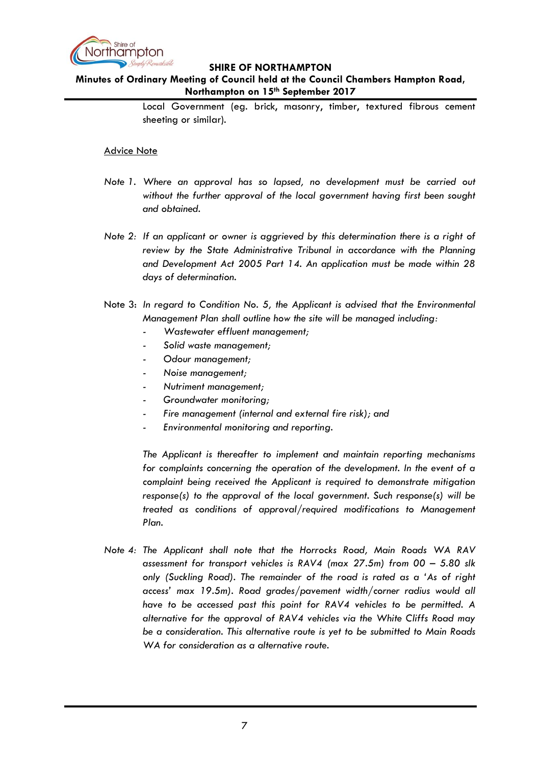Local Government (eg. brick, masonry, timber, textured fibrous cement sheeting or similar).

Advice Note

*Note 1. Where an approval has so lapsed, no development must be carried out without the further approval of the local government having first been sought and obtained.*

*Note 2: If an applicant or owner is aggrieved by this determination there is a right of review by the State Administrative Tribunal in accordance with the Planning and Development Act 2005 Part 14. An application must be made within 28 days of determination.*

Note 3: *In regard to Condition No. 5, the Applicant is advised that the Environmental Management Plan shall outline how the site will be managed including:*

- *Wastewater effluent management;*
- *Solid waste management;*
- *Odour management;*
- *Noise management;*
- *Nutriment management;*
- *Groundwater monitoring;*
- *Fire management (internal and external fire risk); and*
- *Environmental monitoring and reporting.*

*The Applicant is thereafter to implement and maintain reporting mechanisms for complaints concerning the operation of the development. In the event of a complaint being received the Applicant is required to demonstrate mitigation response(s) to the approval of the local government. Such response(s) will be treated as conditions of approval/required modifications to Management Plan.*

*Note 4: The Applicant shall note that the Horrocks Road, Main Roads WA RAV assessment for transport vehicles is RAV4 (max 27.5m) from 00 – 5.80 slk only (Suckling Road). The remainder of the road is rated as a 'As of right access' max 19.5m). Road grades/pavement width/corner radius would all have to be accessed past this point for RAV4 vehicles to be permitted. A alternative for the approval of RAV4 vehicles via the White Cliffs Road may be a consideration. This alternative route is yet to be submitted to Main Roads WA for consideration as a alternative route.*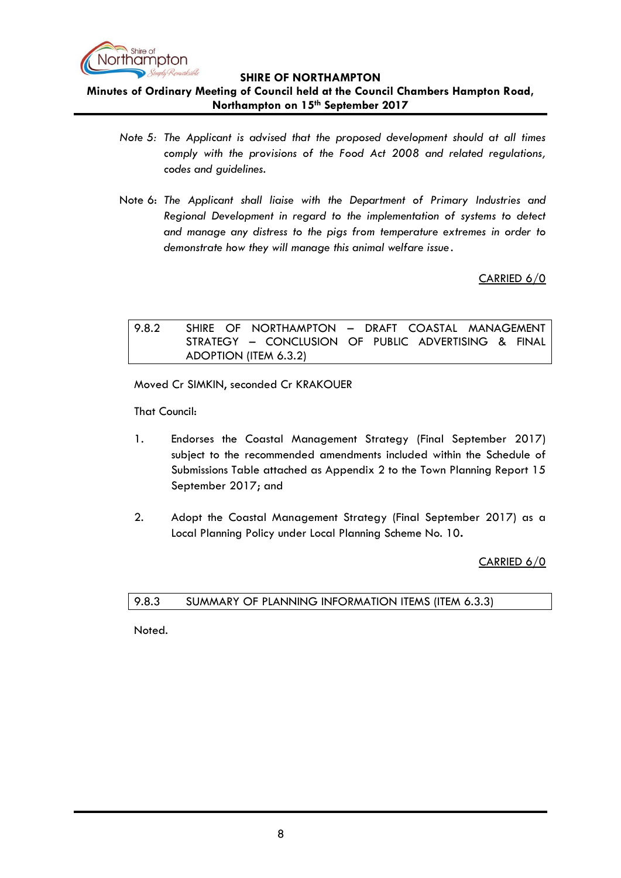*Note 5: The Applicant is advised that the proposed development should at all times comply with the provisions of the Food Act 2008 and related regulations, codes and guidelines.*

Note 6: *The Applicant shall liaise with the Department of Primary Industries and Regional Development in regard to the implementation of systems to detect and manage any distress to the pigs from temperature extremes in order to demonstrate how they will manage this animal welfare issue.*

CARRIED 6/0

### 9.8.2 SHIRE OF NORTHAMPTON – DRAFT COASTAL MANAGEMENT STRATEGY – CONCLUSION OF PUBLIC ADVERTISING & FINAL ADOPTION (ITEM 6.3.2)

Moved Cr SIMKIN, seconded Cr KRAKOUER

That Council:

1. Endorses the Coastal Management Strategy (Final September 2017) subject to the recommended amendments included within the Schedule of Submissions Table attached as Appendix 2 to the Town Planning Report 15 September 2017; and

2. Adopt the Coastal Management Strategy (Final September 2017) as a Local Planning Policy under Local Planning Scheme No. 10.

CARRIED 6/0

### 9.8.3 SUMMARY OF PLANNING INFORMATION ITEMS (ITEM 6.3.3)

Noted.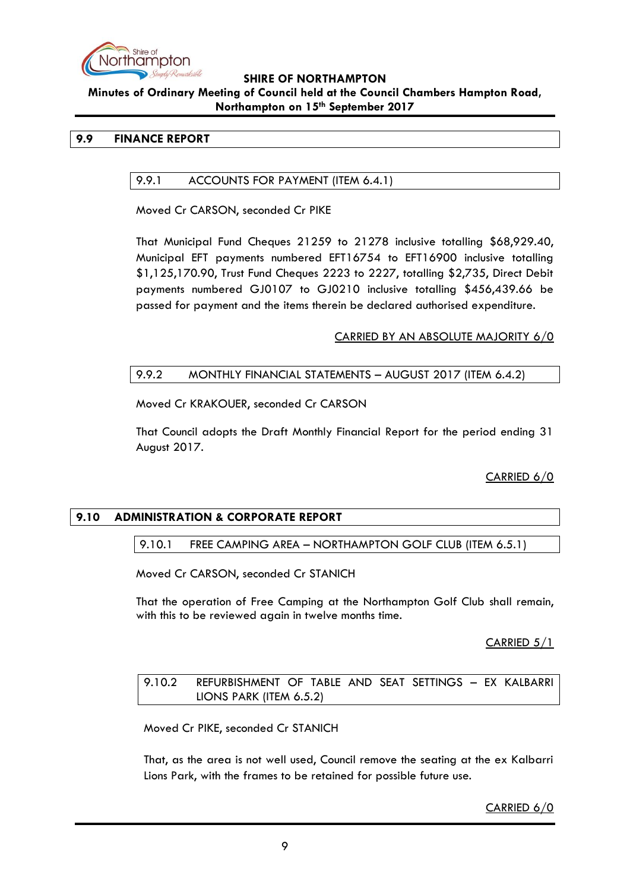## 9.9 FINANCE REPORT

### 9.9.1 ACCOUNTS FOR PAYMENT (ITEM 6.4.1)

Moved Cr CARSON, seconded Cr PIKE

That Municipal Fund Cheques 21259 to 21278 inclusive totalling $68,929.40, Municipal EFT payments numbered EFT16754 to EFT16900 inclusive totalling $1,125,170.90, Trust Fund Cheques 2223 to 2227, totalling $2,735, Direct Debit payments numbered GJ0107 to GJ0210 inclusive totalling $456,439.66 be passed for payment and the items therein be declared authorised expenditure.

CARRIED BY AN ABSOLUTE MAJORITY 6/0

### 9.9.2 MONTHLY FINANCIAL STATEMENTS – AUGUST 2017 (ITEM 6.4.2)

Moved Cr KRAKOUER, seconded Cr CARSON

That Council adopts the Draft Monthly Financial Report for the period ending 31 August 2017.

CARRIED 6/0

## 9.10 ADMINISTRATION & CORPORATE REPORT

### 9.10.1 FREE CAMPING AREA – NORTHAMPTON GOLF CLUB (ITEM 6.5.1)

Moved Cr CARSON, seconded Cr STANICH

That the operation of Free Camping at the Northampton Golf Club shall remain, with this to be reviewed again in twelve months time.

CARRIED 5/1

### 9.10.2 REFURBISHMENT OF TABLE AND SEAT SETTINGS – EX KALBARRI LIONS PARK (ITEM 6.5.2)

Moved Cr PIKE, seconded Cr STANICH

That, as the area is not well used, Council remove the seating at the ex Kalbarri Lions Park, with the frames to be retained for possible future use.

CARRIED 6/0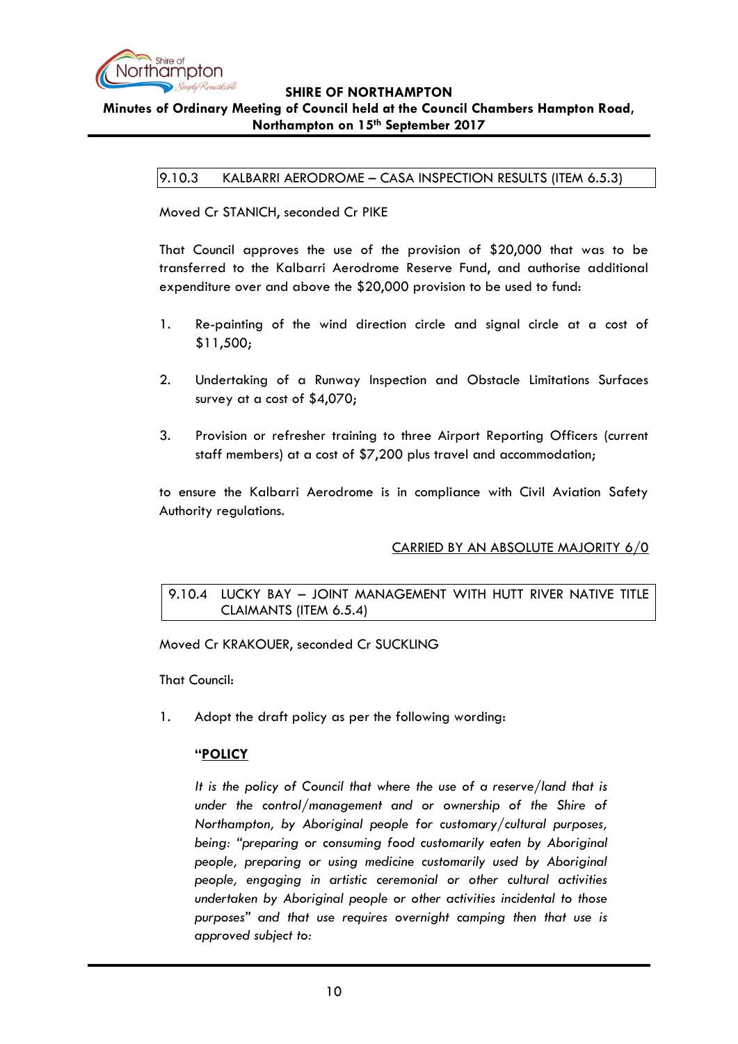### 9.10.3 KALBARRI AERODROME – CASA INSPECTION RESULTS (ITEM 6.5.3)

Moved Cr STANICH, seconded Cr PIKE

That Council approves the use of the provision of $20,000 that was to be transferred to the Kalbarri Aerodrome Reserve Fund, and authorise additional expenditure over and above the $20,000 provision to be used to fund:

1. Re-painting of the wind direction circle and signal circle at a cost of $11,500;

2. Undertaking of a Runway Inspection and Obstacle Limitations Surfaces survey at a cost of $4,070;

3. Provision or refresher training to three Airport Reporting Officers (current staff members) at a cost of $7,200 plus travel and accommodation;

to ensure the Kalbarri Aerodrome is in compliance with Civil Aviation Safety Authority regulations.

<u>CARRIED BY AN ABSOLUTE MAJORITY 6/0</u>

### 9.10.4 LUCKY BAY – JOINT MANAGEMENT WITH HUTT RIVER NATIVE TITLE CLAIMANTS (ITEM 6.5.4)

Moved Cr KRAKOUER, seconded Cr SUCKLING

That Council:

1. Adopt the draft policy as per the following wording:

   **"<u>POLICY</u>**

   *It is the policy of Council that where the use of a reserve/land that is under the control/management and or ownership of the Shire of Northampton, by Aboriginal people for customary/cultural purposes, being: "preparing or consuming food customarily eaten by Aboriginal people, preparing or using medicine customarily used by Aboriginal people, engaging in artistic ceremonial or other cultural activities undertaken by Aboriginal people or other activities incidental to those purposes" and that use requires overnight camping then that use is approved subject to:*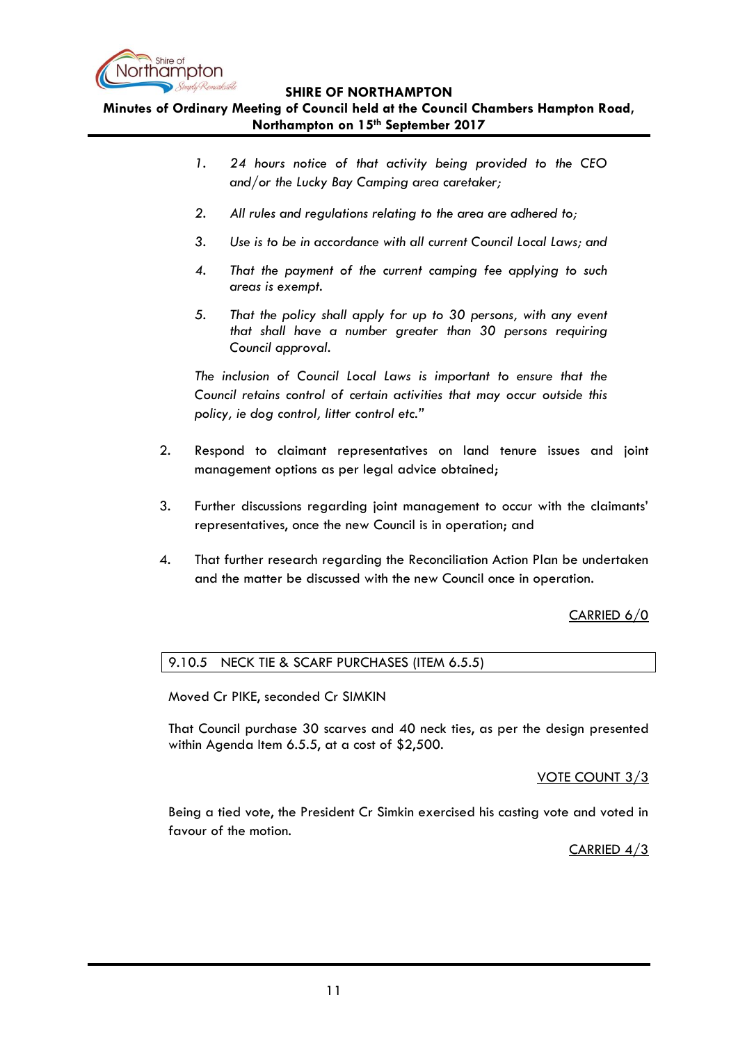> 1. *24 hours notice of that activity being provided to the CEO and/or the Lucky Bay Camping area caretaker;*
> 2. *All rules and regulations relating to the area are adhered to;*
> 3. *Use is to be in accordance with all current Council Local Laws; and*
> 4. *That the payment of the current camping fee applying to such areas is exempt.*
> 5. *That the policy shall apply for up to 30 persons, with any event that shall have a number greater than 30 persons requiring Council approval.*
>
> *The inclusion of Council Local Laws is important to ensure that the Council retains control of certain activities that may occur outside this policy, ie dog control, litter control etc."*

2. Respond to claimant representatives on land tenure issues and joint management options as per legal advice obtained;

3. Further discussions regarding joint management to occur with the claimants' representatives, once the new Council is in operation; and

4. That further research regarding the Reconciliation Action Plan be undertaken and the matter be discussed with the new Council once in operation.

CARRIED 6/0

## 9.10.5 NECK TIE & SCARF PURCHASES (ITEM 6.5.5)

Moved Cr PIKE, seconded Cr SIMKIN

That Council purchase 30 scarves and 40 neck ties, as per the design presented within Agenda Item 6.5.5, at a cost of $2,500.

VOTE COUNT 3/3

Being a tied vote, the President Cr Simkin exercised his casting vote and voted in favour of the motion.

CARRIED 4/3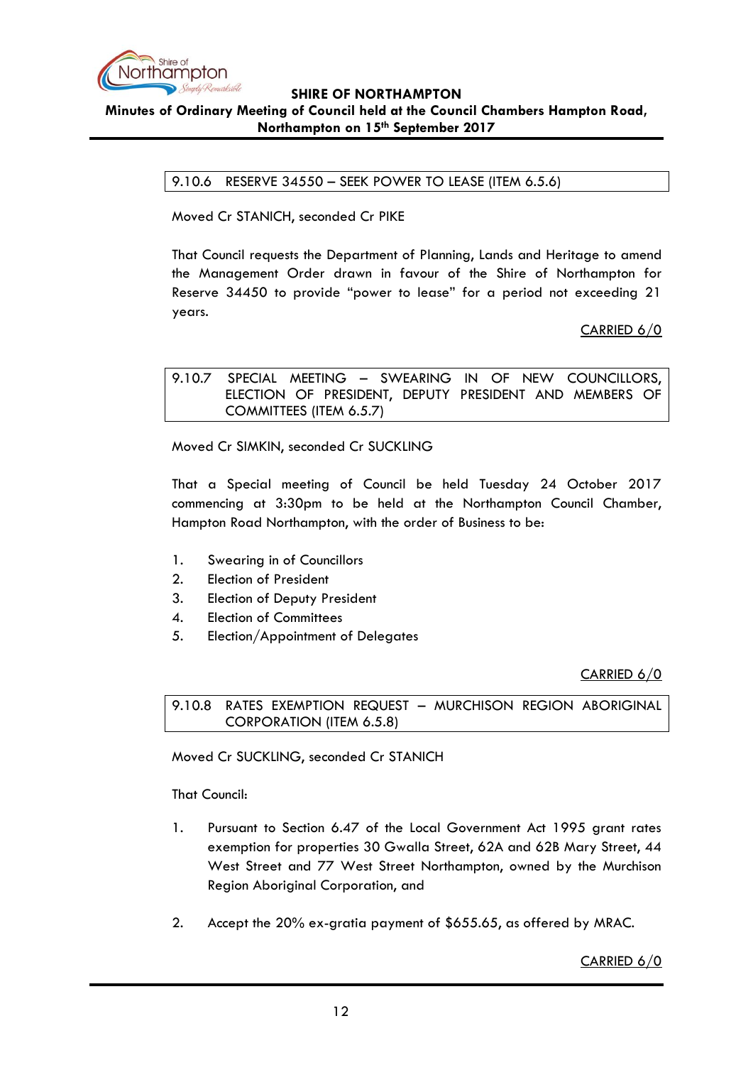## 9.10.6 RESERVE 34550 – SEEK POWER TO LEASE (ITEM 6.5.6)

Moved Cr STANICH, seconded Cr PIKE

That Council requests the Department of Planning, Lands and Heritage to amend the Management Order drawn in favour of the Shire of Northampton for Reserve 34450 to provide "power to lease" for a period not exceeding 21 years.

CARRIED 6/0

## 9.10.7 SPECIAL MEETING – SWEARING IN OF NEW COUNCILLORS, ELECTION OF PRESIDENT, DEPUTY PRESIDENT AND MEMBERS OF COMMITTEES (ITEM 6.5.7)

Moved Cr SIMKIN, seconded Cr SUCKLING

That a Special meeting of Council be held Tuesday 24 October 2017 commencing at 3:30pm to be held at the Northampton Council Chamber, Hampton Road Northampton, with the order of Business to be:

1. Swearing in of Councillors
2. Election of President
3. Election of Deputy President
4. Election of Committees
5. Election/Appointment of Delegates

CARRIED 6/0

## 9.10.8 RATES EXEMPTION REQUEST – MURCHISON REGION ABORIGINAL CORPORATION (ITEM 6.5.8)

Moved Cr SUCKLING, seconded Cr STANICH

That Council:

1. Pursuant to Section 6.47 of the Local Government Act 1995 grant rates exemption for properties 30 Gwalla Street, 62A and 62B Mary Street, 44 West Street and 77 West Street Northampton, owned by the Murchison Region Aboriginal Corporation, and

2. Accept the 20% ex-gratia payment of $655.65, as offered by MRAC.

CARRIED 6/0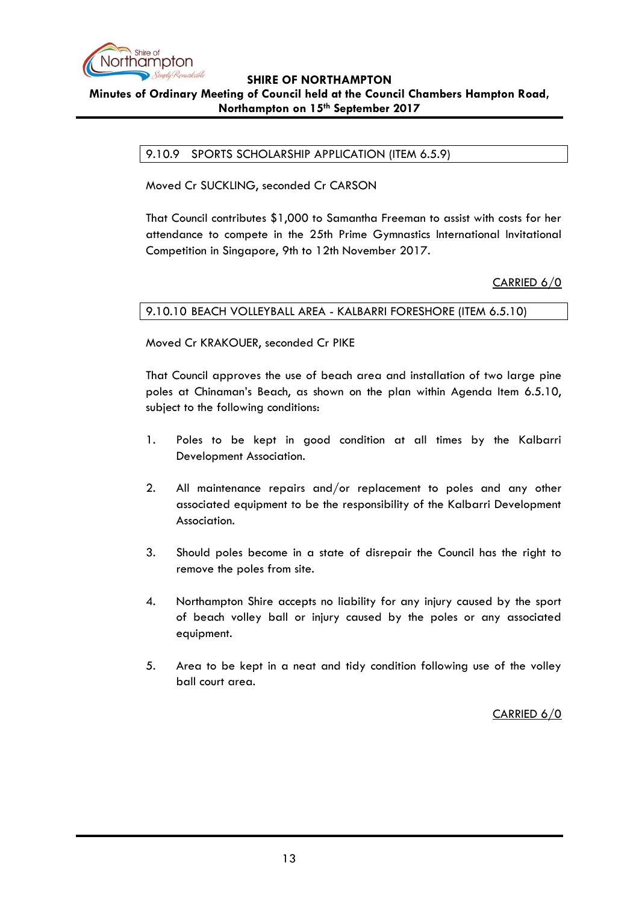### 9.10.9 SPORTS SCHOLARSHIP APPLICATION (ITEM 6.5.9)

Moved Cr SUCKLING, seconded Cr CARSON

That Council contributes $1,000 to Samantha Freeman to assist with costs for her attendance to compete in the 25th Prime Gymnastics International Invitational Competition in Singapore, 9th to 12th November 2017.

<u>CARRIED 6/0</u>

### 9.10.10 BEACH VOLLEYBALL AREA - KALBARRI FORESHORE (ITEM 6.5.10)

Moved Cr KRAKOUER, seconded Cr PIKE

That Council approves the use of beach area and installation of two large pine poles at Chinaman's Beach, as shown on the plan within Agenda Item 6.5.10, subject to the following conditions:

1. Poles to be kept in good condition at all times by the Kalbarri Development Association.

2. All maintenance repairs and/or replacement to poles and any other associated equipment to be the responsibility of the Kalbarri Development Association.

3. Should poles become in a state of disrepair the Council has the right to remove the poles from site.

4. Northampton Shire accepts no liability for any injury caused by the sport of beach volley ball or injury caused by the poles or any associated equipment.

5. Area to be kept in a neat and tidy condition following use of the volley ball court area.

<u>CARRIED 6/0</u>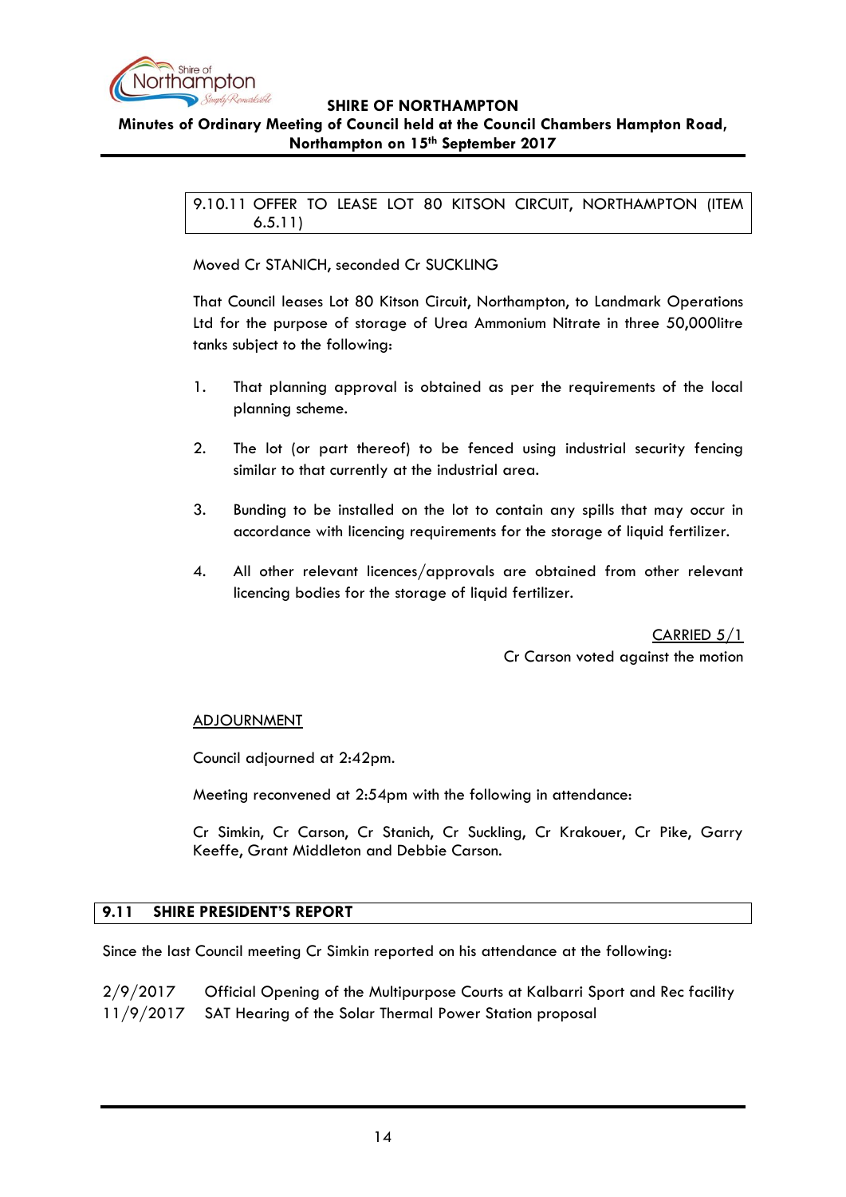### 9.10.11 OFFER TO LEASE LOT 80 KITSON CIRCUIT, NORTHAMPTON (ITEM 6.5.11)

Moved Cr STANICH, seconded Cr SUCKLING

That Council leases Lot 80 Kitson Circuit, Northampton, to Landmark Operations Ltd for the purpose of storage of Urea Ammonium Nitrate in three 50,000litre tanks subject to the following:

1. That planning approval is obtained as per the requirements of the local planning scheme.

2. The lot (or part thereof) to be fenced using industrial security fencing similar to that currently at the industrial area.

3. Bunding to be installed on the lot to contain any spills that may occur in accordance with licencing requirements for the storage of liquid fertilizer.

4. All other relevant licences/approvals are obtained from other relevant licencing bodies for the storage of liquid fertilizer.

CARRIED 5/1
Cr Carson voted against the motion

ADJOURNMENT

Council adjourned at 2:42pm.

Meeting reconvened at 2:54pm with the following in attendance:

Cr Simkin, Cr Carson, Cr Stanich, Cr Suckling, Cr Krakouer, Cr Pike, Garry Keeffe, Grant Middleton and Debbie Carson.

## 9.11 SHIRE PRESIDENT'S REPORT

Since the last Council meeting Cr Simkin reported on his attendance at the following:

| | |
|---|---|
| 2/9/2017 | Official Opening of the Multipurpose Courts at Kalbarri Sport and Rec facility |
| 11/9/2017 | SAT Hearing of the Solar Thermal Power Station proposal |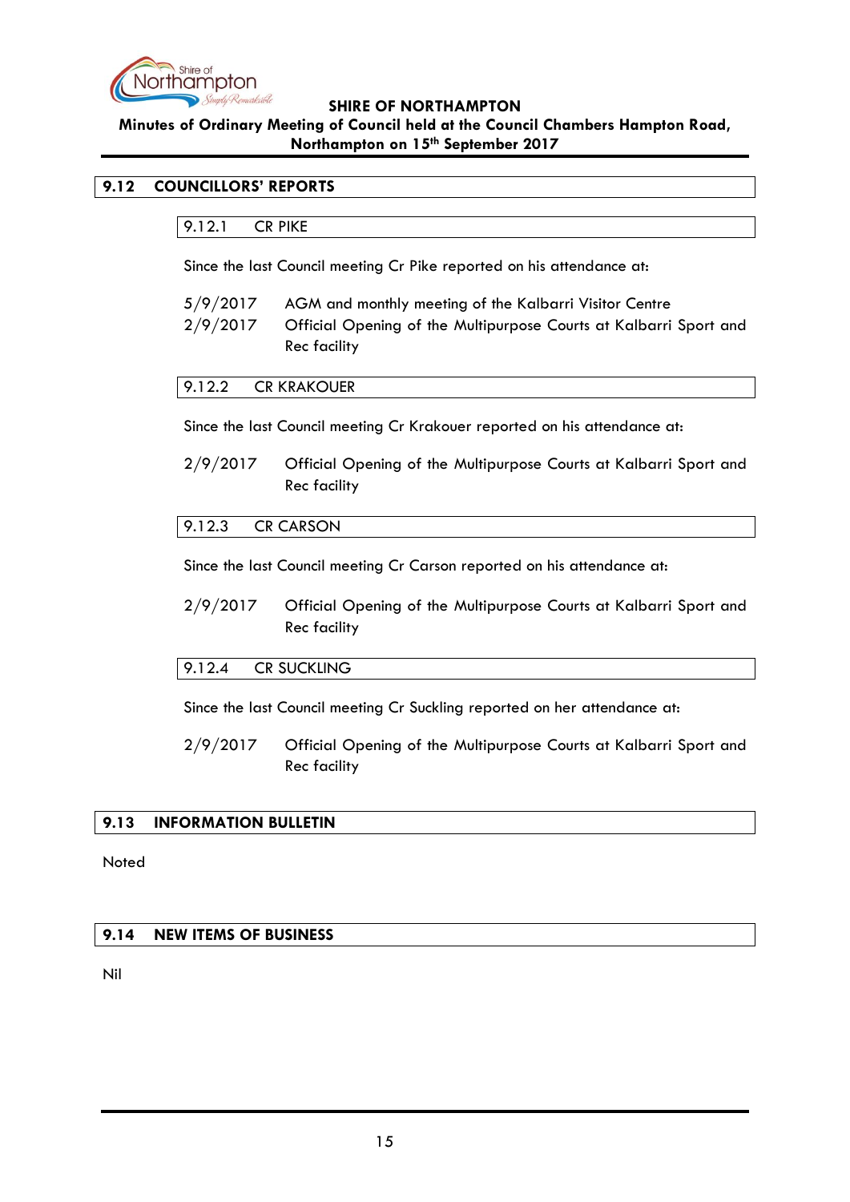## 9.12 COUNCILLORS' REPORTS

### 9.12.1 CR PIKE

Since the last Council meeting Cr Pike reported on his attendance at:

5/9/2017 AGM and monthly meeting of the Kalbarri Visitor Centre
2/9/2017 Official Opening of the Multipurpose Courts at Kalbarri Sport and Rec facility

### 9.12.2 CR KRAKOUER

Since the last Council meeting Cr Krakouer reported on his attendance at:

2/9/2017 Official Opening of the Multipurpose Courts at Kalbarri Sport and Rec facility

### 9.12.3 CR CARSON

Since the last Council meeting Cr Carson reported on his attendance at:

2/9/2017 Official Opening of the Multipurpose Courts at Kalbarri Sport and Rec facility

### 9.12.4 CR SUCKLING

Since the last Council meeting Cr Suckling reported on her attendance at:

2/9/2017 Official Opening of the Multipurpose Courts at Kalbarri Sport and Rec facility

## 9.13 INFORMATION BULLETIN

Noted

## 9.14 NEW ITEMS OF BUSINESS

Nil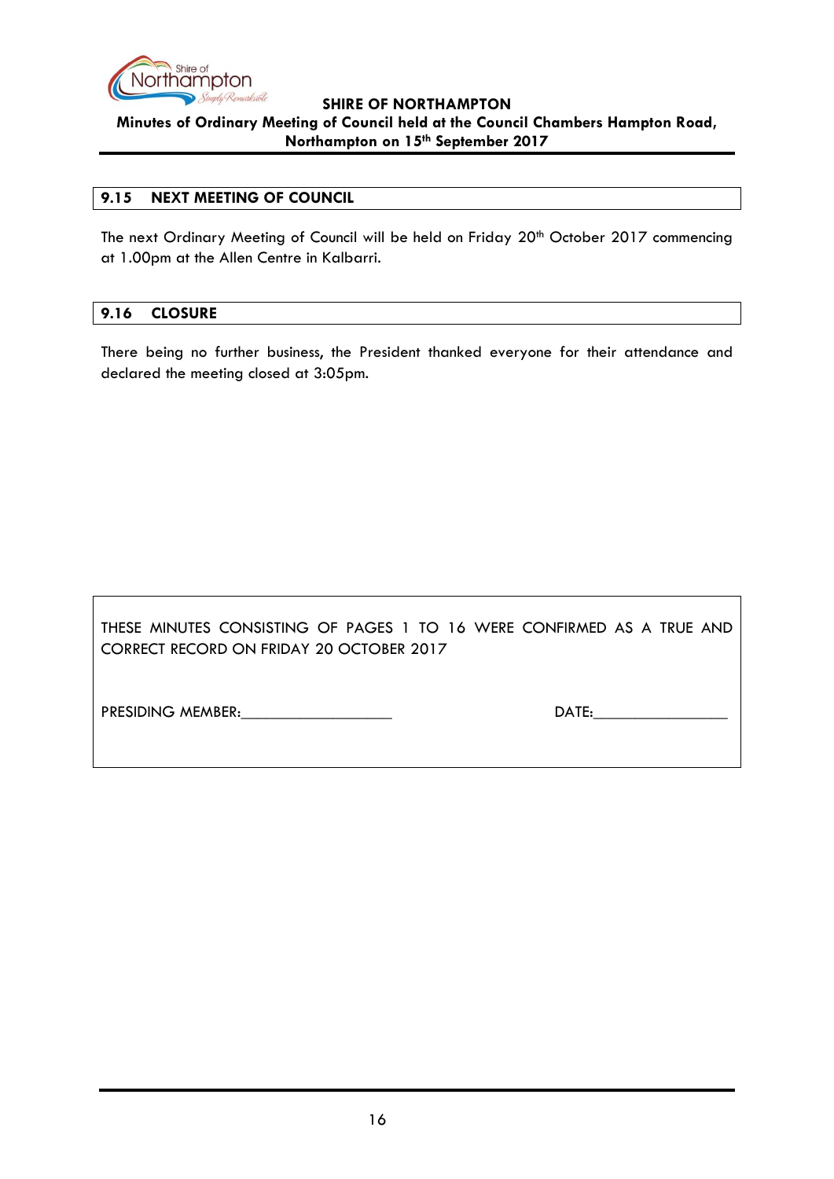## 9.15 NEXT MEETING OF COUNCIL

The next Ordinary Meeting of Council will be held on Friday 20th October 2017 commencing at 1.00pm at the Allen Centre in Kalbarri.

## 9.16 CLOSURE

There being no further business, the President thanked everyone for their attendance and declared the meeting closed at 3:05pm.

THESE MINUTES CONSISTING OF PAGES 1 TO 16 WERE CONFIRMED AS A TRUE AND CORRECT RECORD ON FRIDAY 20 OCTOBER 2017

PRESIDING MEMBER:___________________ DATE:_________________